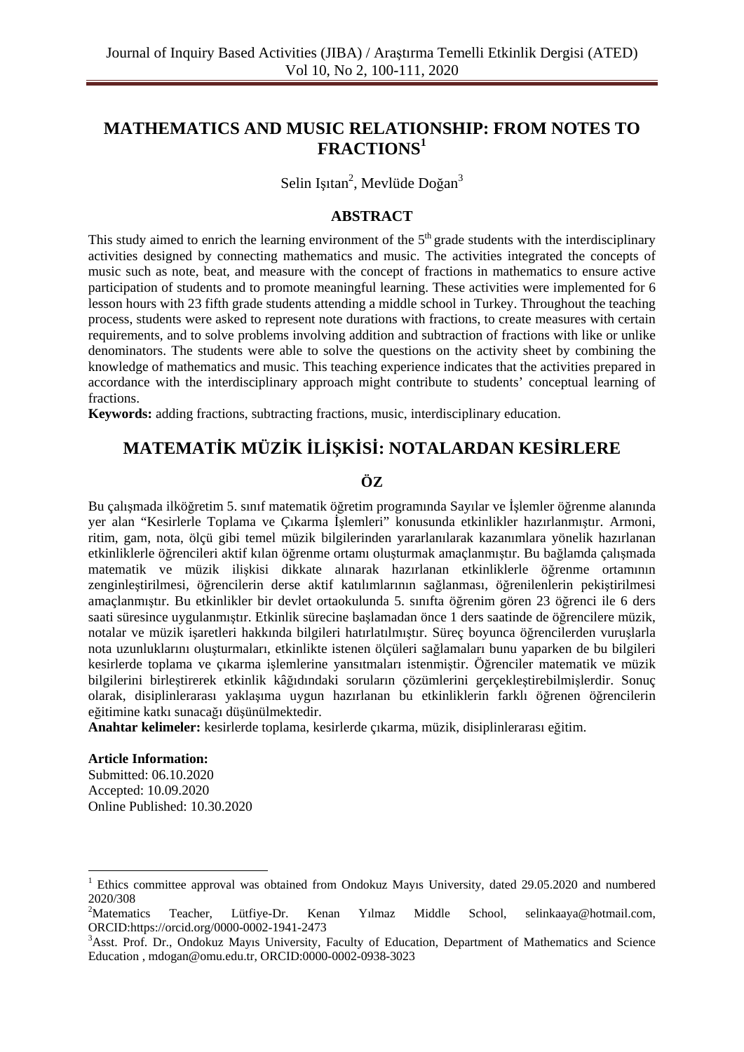# MATHEMATICS AND MUSIC RELATIONSHIP: FROM NOTES TO FRACTIONS[1]

Selin Işıtan[2], Mevlüde Doğan[3]

## ABSTRACT

This study aimed to enrich the learning environment of the 5th grade students with the interdisciplinary activities designed by connecting mathematics and music. The activities integrated the concepts of music such as note, beat, and measure with the concept of fractions in mathematics to ensure active participation of students and to promote meaningful learning. These activities were implemented for 6 lesson hours with 23 fifth grade students attending a middle school in Turkey. Throughout the teaching process, students were asked to represent note durations with fractions, to create measures with certain requirements, and to solve problems involving addition and subtraction of fractions with like or unlike denominators. The students were able to solve the questions on the activity sheet by combining the knowledge of mathematics and music. This teaching experience indicates that the activities prepared in accordance with the interdisciplinary approach might contribute to students' conceptual learning of fractions.

**Keywords:** adding fractions, subtracting fractions, music, interdisciplinary education.

# MATEMATİK MÜZİK İLİŞKİSİ: NOTALARDAN KESİRLERE

## ÖZ

Bu çalışmada ilköğretim 5. sınıf matematik öğretim programında Sayılar ve İşlemler öğrenme alanında yer alan "Kesirlerle Toplama ve Çıkarma İşlemleri" konusunda etkinlikler hazırlanmıştır. Armoni, ritim, gam, nota, ölçü gibi temel müzik bilgilerinden yararlanılarak kazanımlara yönelik hazırlanan etkinliklerle öğrencileri aktif kılan öğrenme ortamı oluşturmak amaçlanmıştır. Bu bağlamda çalışmada matematik ve müzik ilişkisi dikkate alınarak hazırlanan etkinliklerle öğrenme ortamının zenginleştirilmesi, öğrencilerin derse aktif katılımlarının sağlanması, öğrenilenlerin pekiştirilmesi amaçlanmıştır. Bu etkinlikler bir devlet ortaokulunda 5. sınıfta öğrenim gören 23 öğrenci ile 6 ders saati süresince uygulanmıştır. Etkinlik sürecine başlamadan önce 1 ders saatinde de öğrencilere müzik, notalar ve müzik işaretleri hakkında bilgileri hatırlatılmıştır. Süreç boyunca öğrencilerden vuruşlarla nota uzunluklarını oluşturmaları, etkinlikte istenen ölçüleri sağlamaları bunu yaparken de bu bilgileri kesirlerde toplama ve çıkarma işlemlerine yansıtmaları istenmiştir. Öğrenciler matematik ve müzik bilgilerini birleştirerek etkinlik kâğıdındaki soruların çözümlerini gerçekleştirebilmişlerdir. Sonuç olarak, disiplinlerarası yaklaşıma uygun hazırlanan bu etkinliklerin farklı öğrenen öğrencilerin eğitimine katkı sunacağı düşünülmektedir.

**Anahtar kelimeler:** kesirlerde toplama, kesirlerde çıkarma, müzik, disiplinlerarası eğitim.

**Article Information:**
Submitted: 06.10.2020
Accepted: 10.09.2020
Online Published: 10.30.2020

---

[1] Ethics committee approval was obtained from Ondokuz Mayıs University, dated 29.05.2020 and numbered 2020/308

[2] Matematics Teacher, Lütfiye-Dr. Kenan Yılmaz Middle School, selinkaaya@hotmail.com, ORCID:https://orcid.org/0000-0002-1941-2473

[3] Asst. Prof. Dr., Ondokuz Mayıs University, Faculty of Education, Department of Mathematics and Science Education , mdogan@omu.edu.tr, ORCID:0000-0002-0938-3023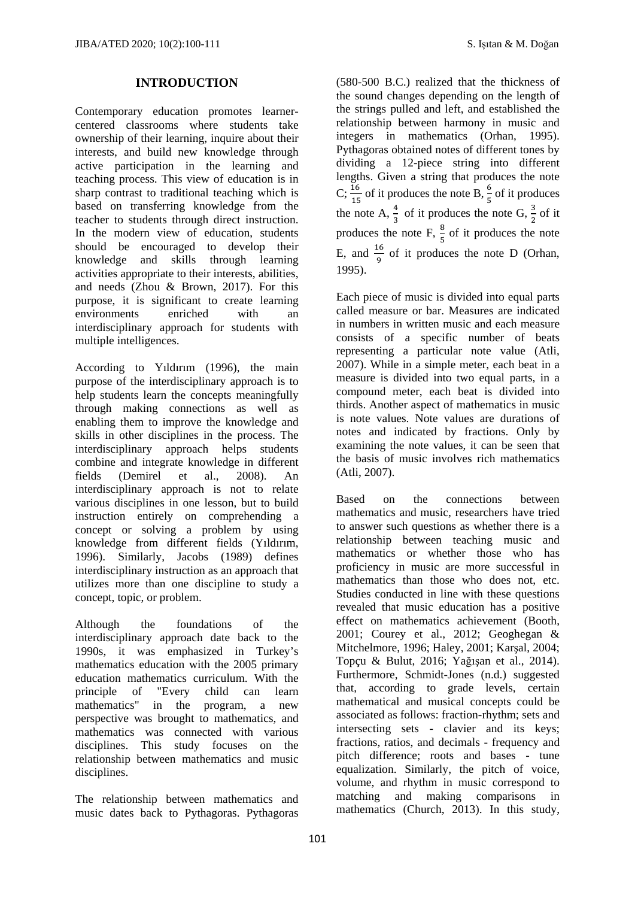## INTRODUCTION

Contemporary education promotes learner-centered classrooms where students take ownership of their learning, inquire about their interests, and build new knowledge through active participation in the learning and teaching process. This view of education is in sharp contrast to traditional teaching which is based on transferring knowledge from the teacher to students through direct instruction. In the modern view of education, students should be encouraged to develop their knowledge and skills through learning activities appropriate to their interests, abilities, and needs (Zhou & Brown, 2017). For this purpose, it is significant to create learning environments enriched with an interdisciplinary approach for students with multiple intelligences.

According to Yıldırım (1996), the main purpose of the interdisciplinary approach is to help students learn the concepts meaningfully through making connections as well as enabling them to improve the knowledge and skills in other disciplines in the process. The interdisciplinary approach helps students combine and integrate knowledge in different fields (Demirel et al., 2008). An interdisciplinary approach is not to relate various disciplines in one lesson, but to build instruction entirely on comprehending a concept or solving a problem by using knowledge from different fields (Yıldırım, 1996). Similarly, Jacobs (1989) defines interdisciplinary instruction as an approach that utilizes more than one discipline to study a concept, topic, or problem.

Although the foundations of the interdisciplinary approach date back to the 1990s, it was emphasized in Turkey's mathematics education with the 2005 primary education mathematics curriculum. With the principle of "Every child can learn mathematics" in the program, a new perspective was brought to mathematics, and mathematics was connected with various disciplines. This study focuses on the relationship between mathematics and music disciplines.

The relationship between mathematics and music dates back to Pythagoras. Pythagoras (580-500 B.C.) realized that the thickness of the sound changes depending on the length of the strings pulled and left, and established the relationship between harmony in music and integers in mathematics (Orhan, 1995). Pythagoras obtained notes of different tones by dividing a 12-piece string into different lengths. Given a string that produces the note C; $\frac{16}{15}$ of it produces the note B, $\frac{6}{5}$ of it produces the note A, $\frac{4}{3}$ of it produces the note G, $\frac{3}{2}$ of it produces the note F, $\frac{8}{5}$ of it produces the note E, and $\frac{16}{9}$ of it produces the note D (Orhan, 1995).

Each piece of music is divided into equal parts called measure or bar. Measures are indicated in numbers in written music and each measure consists of a specific number of beats representing a particular note value (Atli, 2007). While in a simple meter, each beat in a measure is divided into two equal parts, in a compound meter, each beat is divided into thirds. Another aspect of mathematics in music is note values. Note values are durations of notes and indicated by fractions. Only by examining the note values, it can be seen that the basis of music involves rich mathematics (Atli, 2007).

Based on the connections between mathematics and music, researchers have tried to answer such questions as whether there is a relationship between teaching music and mathematics or whether those who has proficiency in music are more successful in mathematics than those who does not, etc. Studies conducted in line with these questions revealed that music education has a positive effect on mathematics achievement (Booth, 2001; Courey et al., 2012; Geoghegan & Mitchelmore, 1996; Haley, 2001; Karşal, 2004; Topçu & Bulut, 2016; Yağışan et al., 2014). Furthermore, Schmidt-Jones (n.d.) suggested that, according to grade levels, certain mathematical and musical concepts could be associated as follows: fraction-rhythm; sets and intersecting sets - clavier and its keys; fractions, ratios, and decimals - frequency and pitch difference; roots and bases - tune equalization. Similarly, the pitch of voice, volume, and rhythm in music correspond to matching and making comparisons in mathematics (Church, 2013). In this study,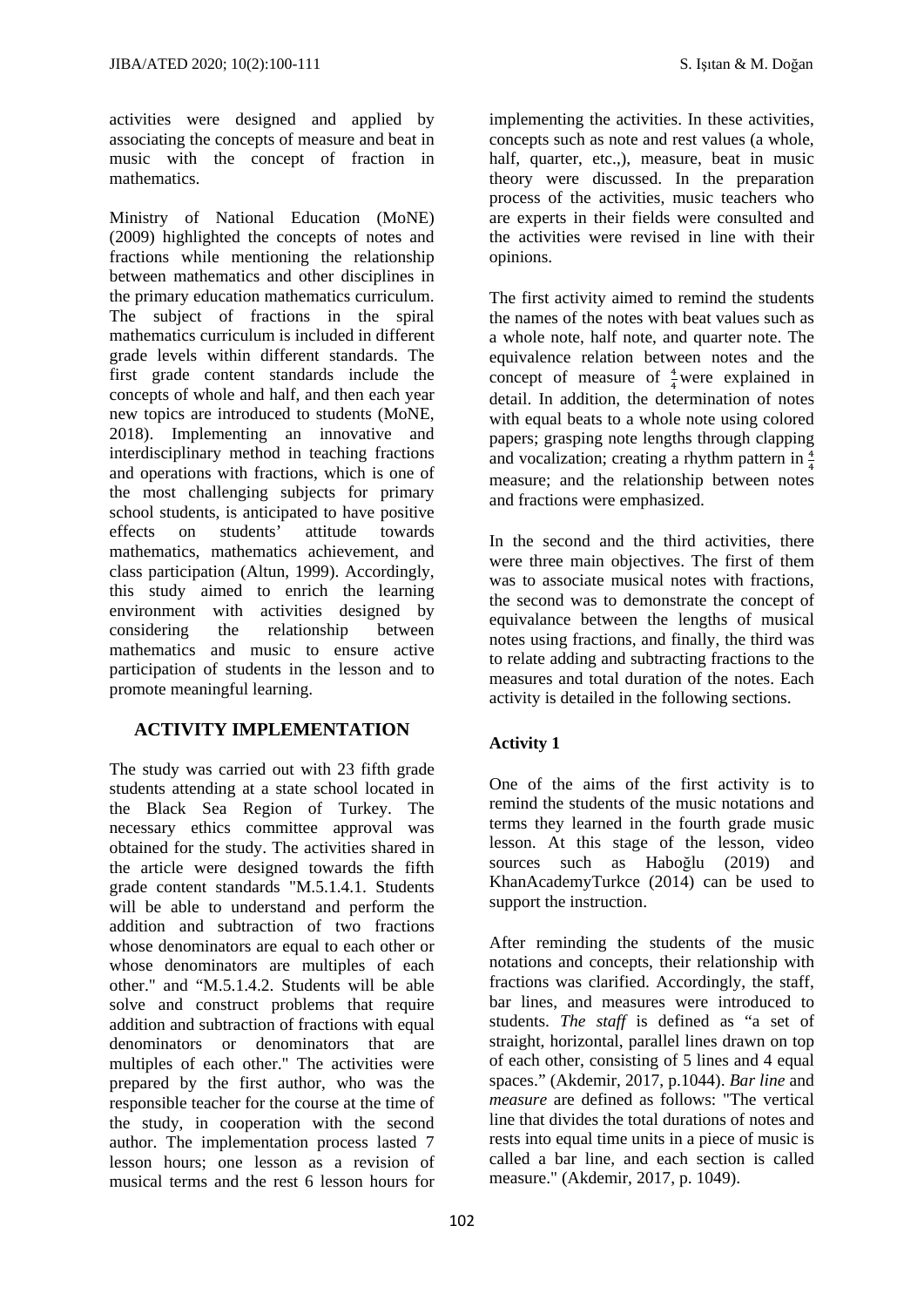activities were designed and applied by associating the concepts of measure and beat in music with the concept of fraction in mathematics.

Ministry of National Education (MoNE) (2009) highlighted the concepts of notes and fractions while mentioning the relationship between mathematics and other disciplines in the primary education mathematics curriculum. The subject of fractions in the spiral mathematics curriculum is included in different grade levels within different standards. The first grade content standards include the concepts of whole and half, and then each year new topics are introduced to students (MoNE, 2018). Implementing an innovative and interdisciplinary method in teaching fractions and operations with fractions, which is one of the most challenging subjects for primary school students, is anticipated to have positive effects on students' attitude towards mathematics, mathematics achievement, and class participation (Altun, 1999). Accordingly, this study aimed to enrich the learning environment with activities designed by considering the relationship between mathematics and music to ensure active participation of students in the lesson and to promote meaningful learning.

## ACTIVITY IMPLEMENTATION

The study was carried out with 23 fifth grade students attending at a state school located in the Black Sea Region of Turkey. The necessary ethics committee approval was obtained for the study. The activities shared in the article were designed towards the fifth grade content standards "M.5.1.4.1. Students will be able to understand and perform the addition and subtraction of two fractions whose denominators are equal to each other or whose denominators are multiples of each other." and "M.5.1.4.2. Students will be able solve and construct problems that require addition and subtraction of fractions with equal denominators or denominators that are multiples of each other." The activities were prepared by the first author, who was the responsible teacher for the course at the time of the study, in cooperation with the second author. The implementation process lasted 7 lesson hours; one lesson as a revision of musical terms and the rest 6 lesson hours for implementing the activities. In these activities, concepts such as note and rest values (a whole, half, quarter, etc.,), measure, beat in music theory were discussed. In the preparation process of the activities, music teachers who are experts in their fields were consulted and the activities were revised in line with their opinions.

The first activity aimed to remind the students the names of the notes with beat values such as a whole note, half note, and quarter note. The equivalence relation between notes and the concept of measure of $\frac{4}{4}$ were explained in detail. In addition, the determination of notes with equal beats to a whole note using colored papers; grasping note lengths through clapping and vocalization; creating a rhythm pattern in $\frac{4}{4}$ measure; and the relationship between notes and fractions were emphasized.

In the second and the third activities, there were three main objectives. The first of them was to associate musical notes with fractions, the second was to demonstrate the concept of equivalance between the lengths of musical notes using fractions, and finally, the third was to relate adding and subtracting fractions to the measures and total duration of the notes. Each activity is detailed in the following sections.

### Activity 1

One of the aims of the first activity is to remind the students of the music notations and terms they learned in the fourth grade music lesson. At this stage of the lesson, video sources such as Haboğlu (2019) and KhanAcademyTurkce (2014) can be used to support the instruction.

After reminding the students of the music notations and concepts, their relationship with fractions was clarified. Accordingly, the staff, bar lines, and measures were introduced to students. *The staff* is defined as "a set of straight, horizontal, parallel lines drawn on top of each other, consisting of 5 lines and 4 equal spaces." (Akdemir, 2017, p.1044). *Bar line* and *measure* are defined as follows: "The vertical line that divides the total durations of notes and rests into equal time units in a piece of music is called a bar line, and each section is called measure." (Akdemir, 2017, p. 1049).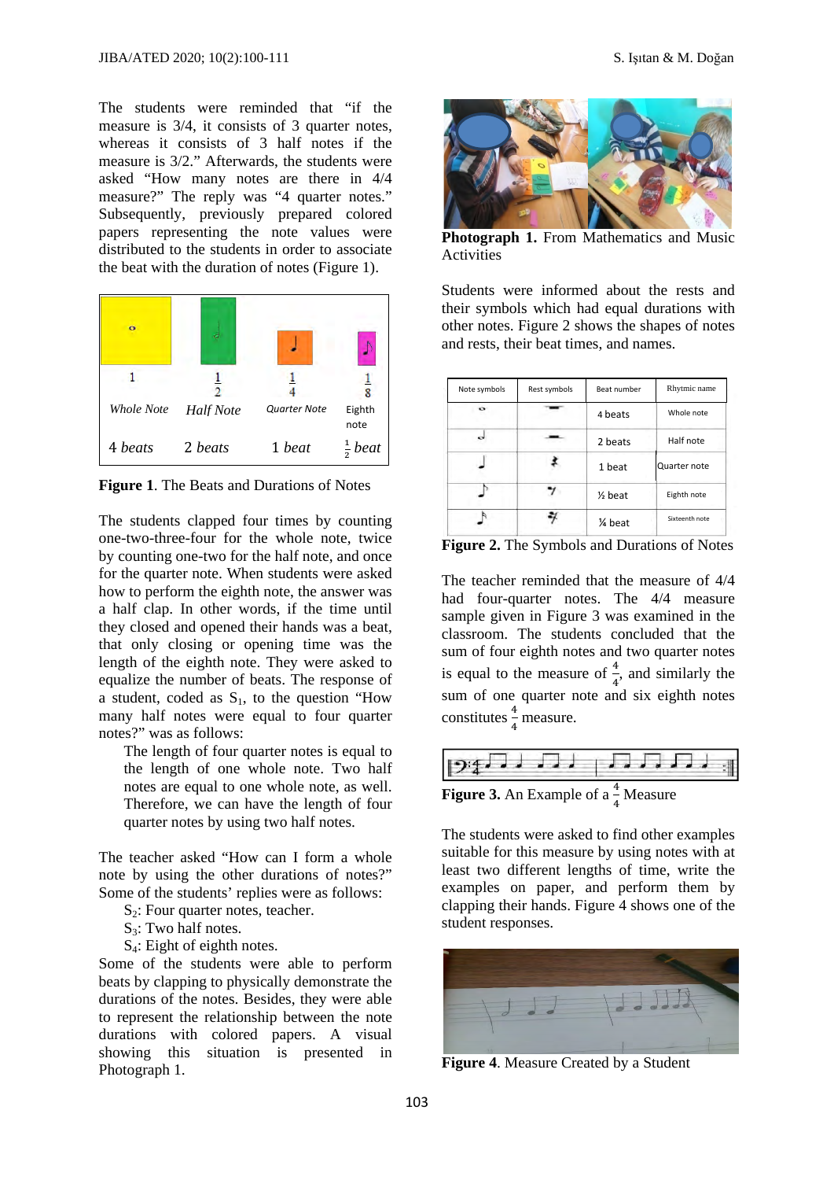The students were reminded that "if the measure is 3/4, it consists of 3 quarter notes, whereas it consists of 3 half notes if the measure is 3/2." Afterwards, the students were asked "How many notes are there in 4/4 measure?" The reply was "4 quarter notes." Subsequently, previously prepared colored papers representing the note values were distributed to the students in order to associate the beat with the duration of notes (Figure 1).

1
$\frac{1}{2}$
$\frac{1}{4}$
$\frac{1}{8}$
*Whole Note* *Half Note* *Quarter Note* Eighth note
4 *beats* 2 *beats* 1 *beat* $\frac{1}{2}$ *beat*

**Figure 1**. The Beats and Durations of Notes

The students clapped four times by counting one-two-three-four for the whole note, twice by counting one-two for the half note, and once for the quarter note. When students were asked how to perform the eighth note, the answer was a half clap. In other words, if the time until they closed and opened their hands was a beat, that only closing or opening time was the length of the eighth note. They were asked to equalize the number of beats. The response of a student, coded as $S_1$, to the question "How many half notes were equal to four quarter notes?" was as follows:

> The length of four quarter notes is equal to the length of one whole note. Two half notes are equal to one whole note, as well. Therefore, we can have the length of four quarter notes by using two half notes.

The teacher asked "How can I form a whole note by using the other durations of notes?" Some of the students' replies were as follows:

> $S_2$: Four quarter notes, teacher.
> $S_3$: Two half notes.
> $S_4$: Eight of eighth notes.

Some of the students were able to perform beats by clapping to physically demonstrate the durations of the notes. Besides, they were able to represent the relationship between the note durations with colored papers. A visual showing this situation is presented in Photograph 1.

**Photograph 1.** From Mathematics and Music Activities

Students were informed about the rests and their symbols which had equal durations with other notes. Figure 2 shows the shapes of notes and rests, their beat times, and names.

| Note symbols | Rest symbols | Beat number | Rhytmic name |
|---|---|---|---|
| 𝅝 | 𝄻 | 4 beats | Whole note |
| 𝅗𝅥 | 𝄼 | 2 beats | Half note |
| ♩ | 𝄽 | 1 beat | Quarter note |
| ♪ | 𝄾 | ½ beat | Eighth note |
| 𝅘𝅥𝅯 | 𝄿 | ¼ beat | Sixteenth note |

**Figure 2.** The Symbols and Durations of Notes

The teacher reminded that the measure of 4/4 had four-quarter notes. The 4/4 measure sample given in Figure 3 was examined in the classroom. The students concluded that the sum of four eighth notes and two quarter notes is equal to the measure of $\frac{4}{4}$, and similarly the sum of one quarter note and six eighth notes constitutes $\frac{4}{4}$ measure.

**Figure 3.** An Example of a $\frac{4}{4}$ Measure

The students were asked to find other examples suitable for this measure by using notes with at least two different lengths of time, write the examples on paper, and perform them by clapping their hands. Figure 4 shows one of the student responses.

**Figure 4**. Measure Created by a Student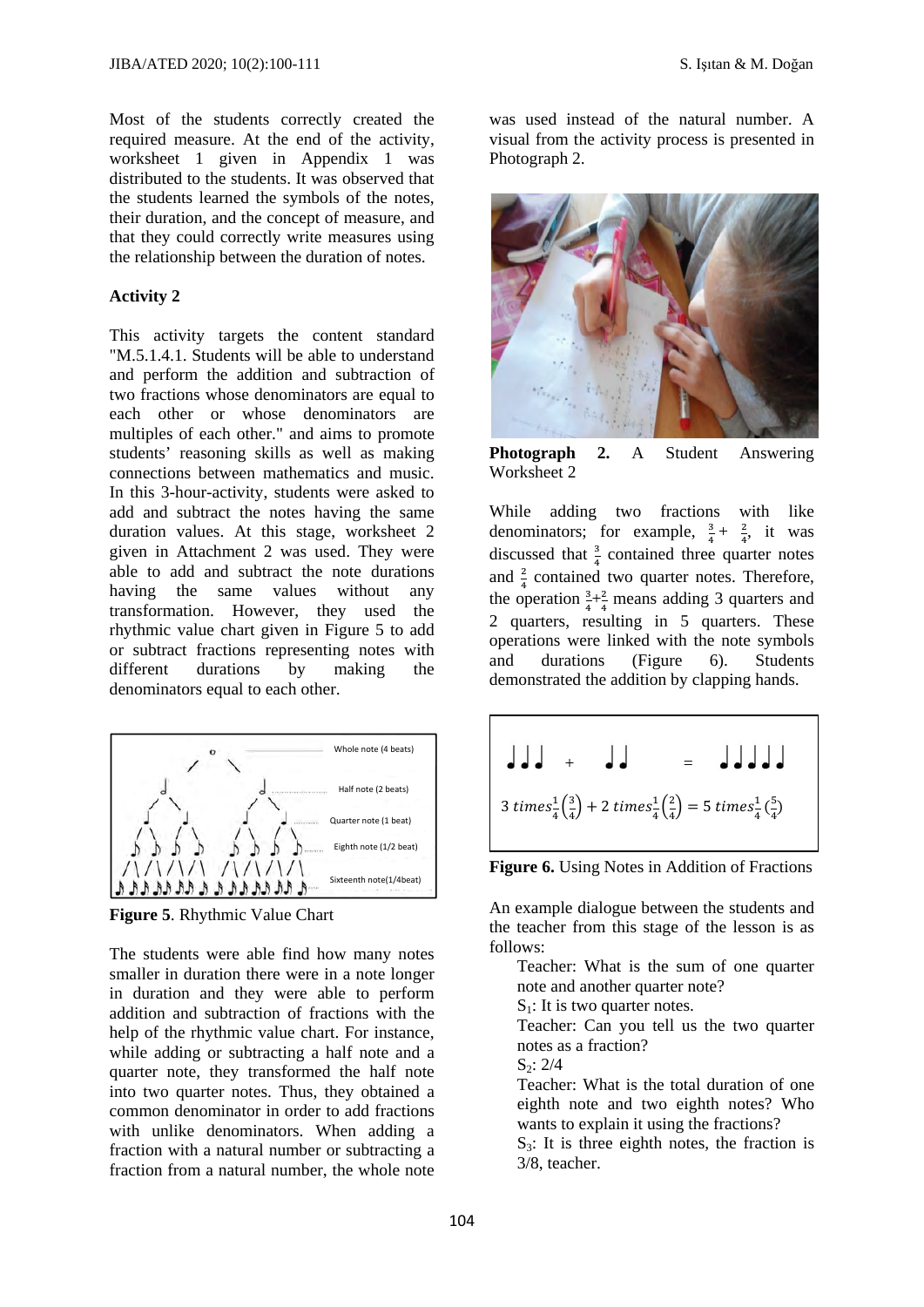Most of the students correctly created the required measure. At the end of the activity, worksheet 1 given in Appendix 1 was distributed to the students. It was observed that the students learned the symbols of the notes, their duration, and the concept of measure, and that they could correctly write measures using the relationship between the duration of notes.

**Activity 2**

This activity targets the content standard "M.5.1.4.1. Students will be able to understand and perform the addition and subtraction of two fractions whose denominators are equal to each other or whose denominators are multiples of each other." and aims to promote students' reasoning skills as well as making connections between mathematics and music. In this 3-hour-activity, students were asked to add and subtract the notes having the same duration values. At this stage, worksheet 2 given in Attachment 2 was used. They were able to add and subtract the note durations having the same values without any transformation. However, they used the rhythmic value chart given in Figure 5 to add or subtract fractions representing notes with different durations by making the denominators equal to each other.

Whole note (4 beats)
Half note (2 beats)
Quarter note (1 beat)
Eighth note (1/2 beat)
Sixteenth note(1/4beat)

**Figure 5**. Rhythmic Value Chart

The students were able find how many notes smaller in duration there were in a note longer in duration and they were able to perform addition and subtraction of fractions with the help of the rhythmic value chart. For instance, while adding or subtracting a half note and a quarter note, they transformed the half note into two quarter notes. Thus, they obtained a common denominator in order to add fractions with unlike denominators. When adding a fraction with a natural number or subtracting a fraction from a natural number, the whole note was used instead of the natural number. A visual from the activity process is presented in Photograph 2.

**Photograph 2.** A Student Answering Worksheet 2

While adding two fractions with like denominators; for example, $\frac{3}{4} + \frac{2}{4}$, it was discussed that $\frac{3}{4}$ contained three quarter notes and $\frac{2}{4}$ contained two quarter notes. Therefore, the operation $\frac{3}{4}+\frac{2}{4}$ means adding 3 quarters and 2 quarters, resulting in 5 quarters. These operations were linked with the note symbols and durations (Figure 6). Students demonstrated the addition by clapping hands.

+ =

$3\ times\frac{1}{4}\left(\frac{3}{4}\right) + 2\ times\frac{1}{4}\left(\frac{2}{4}\right) = 5\ times\frac{1}{4}\left(\frac{5}{4}\right)$

**Figure 6.** Using Notes in Addition of Fractions

An example dialogue between the students and the teacher from this stage of the lesson is as follows:

> Teacher: What is the sum of one quarter note and another quarter note?
>
> $S_1$: It is two quarter notes.
>
> Teacher: Can you tell us the two quarter notes as a fraction?
>
> $S_2$: 2/4
>
> Teacher: What is the total duration of one eighth note and two eighth notes? Who wants to explain it using the fractions?
>
> $S_3$: It is three eighth notes, the fraction is 3/8, teacher.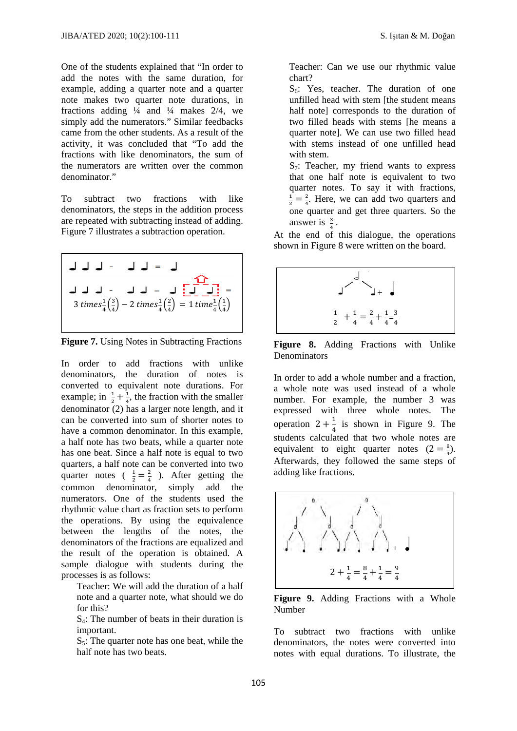One of the students explained that "In order to add the notes with the same duration, for example, adding a quarter note and a quarter note makes two quarter note durations, in fractions adding ¼ and ¼ makes 2/4, we simply add the numerators." Similar feedbacks came from the other students. As a result of the activity, it was concluded that "To add the fractions with like denominators, the sum of the numerators are written over the common denominator."

To subtract two fractions with like denominators, the steps in the addition process are repeated with subtracting instead of adding. Figure 7 illustrates a subtraction operation.

$3\ times\frac{1}{4}\left(\frac{3}{4}\right) - 2\ times\frac{1}{4}\left(\frac{2}{4}\right) = 1\ time\frac{1}{4}\left(\frac{1}{4}\right)$

**Figure 7.** Using Notes in Subtracting Fractions

In order to add fractions with unlike denominators, the duration of notes is converted to equivalent note durations. For example; in $\frac{1}{2}+\frac{1}{4}$, the fraction with the smaller denominator (2) has a larger note length, and it can be converted into sum of shorter notes to have a common denominator. In this example, a half note has two beats, while a quarter note has one beat. Since a half note is equal to two quarters, a half note can be converted into two quarter notes ( $\frac{1}{2}=\frac{2}{4}$ ). After getting the common denominator, simply add the numerators. One of the students used the rhythmic value chart as fraction sets to perform the operations. By using the equivalence between the lengths of the notes, the denominators of the fractions are equalized and the result of the operation is obtained. A sample dialogue with students during the processes is as follows:

> Teacher: We will add the duration of a half note and a quarter note, what should we do for this?
>
> $S_4$: The number of beats in their duration is important.
>
> $S_5$: The quarter note has one beat, while the half note has two beats.
>
> Teacher: Can we use our rhythmic value chart?
>
> $S_6$: Yes, teacher. The duration of one unfilled head with stem [the student means half note] corresponds to the duration of two filled heads with stems [he means a quarter note]. We can use two filled head with stems instead of one unfilled head with stem.
>
> $S_7$: Teacher, my friend wants to express that one half note is equivalent to two quarter notes. To say it with fractions, $\frac{1}{2}=\frac{2}{4}$. Here, we can add two quarters and one quarter and get three quarters. So the answer is $\frac{3}{4}$.

At the end of this dialogue, the operations shown in Figure 8 were written on the board.

$\frac{1}{2}+\frac{1}{4}=\frac{2}{4}+\frac{1}{4}=\frac{3}{4}$

**Figure 8.** Adding Fractions with Unlike Denominators

In order to add a whole number and a fraction, a whole note was used instead of a whole number. For example, the number 3 was expressed with three whole notes. The operation $2+\frac{1}{4}$ is shown in Figure 9. The students calculated that two whole notes are equivalent to eight quarter notes $(2=\frac{8}{4})$. Afterwards, they followed the same steps of adding like fractions.

$2+\frac{1}{4}=\frac{8}{4}+\frac{1}{4}=\frac{9}{4}$

**Figure 9.** Adding Fractions with a Whole Number

To subtract two fractions with unlike denominators, the notes were converted into notes with equal durations. To illustrate, the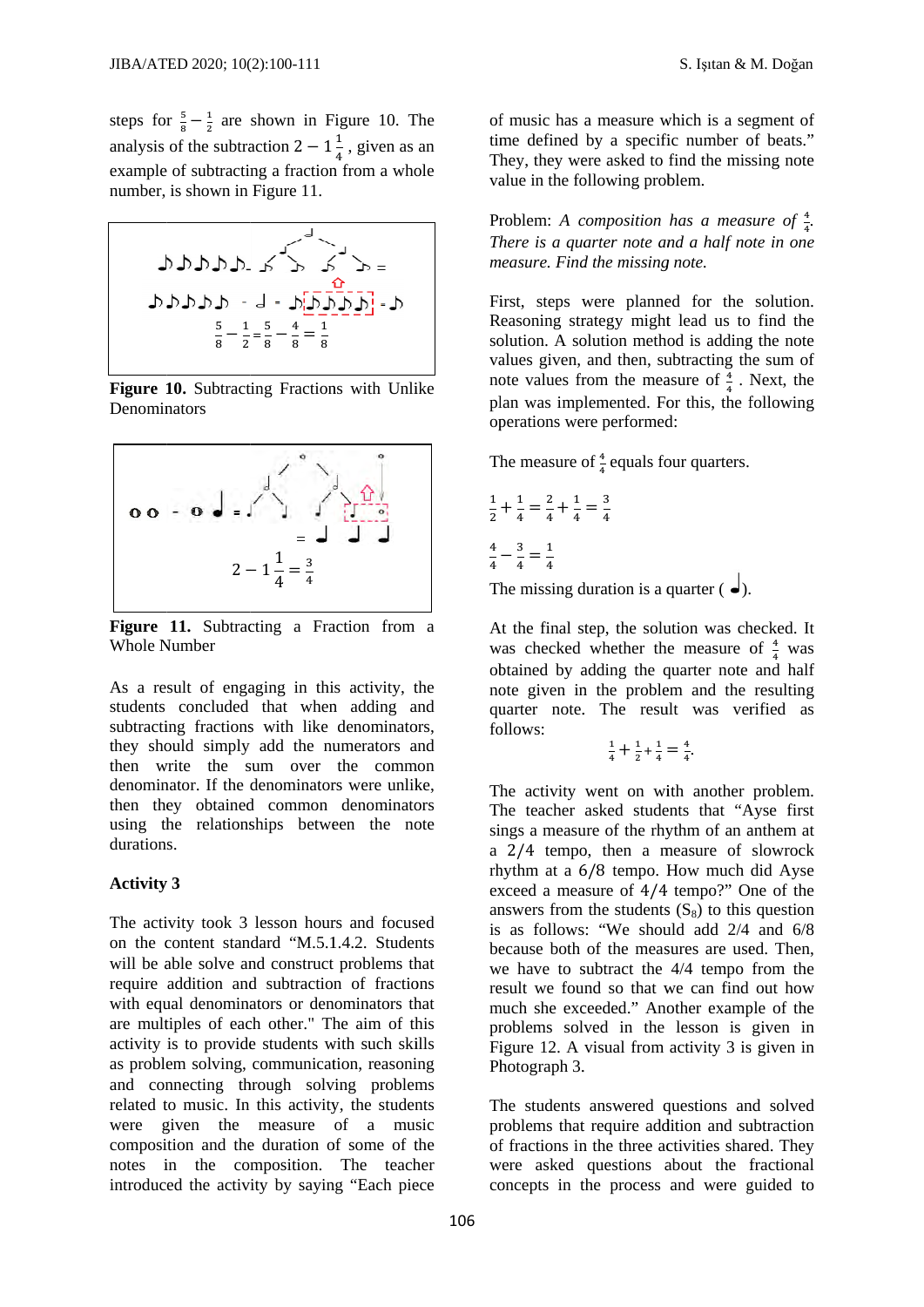steps for $\frac{5}{8}-\frac{1}{2}$ are shown in Figure 10. The analysis of the subtraction $2-1\frac{1}{4}$, given as an example of subtracting a fraction from a whole number, is shown in Figure 11.

$$\frac{5}{8}-\frac{1}{2}=\frac{5}{8}-\frac{4}{8}=\frac{1}{8}$$

**Figure 10.** Subtracting Fractions with Unlike Denominators

$$2-1\frac{1}{4}=\frac{3}{4}$$

**Figure 11.** Subtracting a Fraction from a Whole Number

As a result of engaging in this activity, the students concluded that when adding and subtracting fractions with like denominators, they should simply add the numerators and then write the sum over the common denominator. If the denominators were unlike, then they obtained common denominators using the relationships between the note durations.

### Activity 3

The activity took 3 lesson hours and focused on the content standard "M.5.1.4.2. Students will be able solve and construct problems that require addition and subtraction of fractions with equal denominators or denominators that are multiples of each other." The aim of this activity is to provide students with such skills as problem solving, communication, reasoning and connecting through solving problems related to music. In this activity, the students were given the measure of a music composition and the duration of some of the notes in the composition. The teacher introduced the activity by saying "Each piece of music has a measure which is a segment of time defined by a specific number of beats." They, they were asked to find the missing note value in the following problem.

Problem: *A composition has a measure of* $\frac{4}{4}$. *There is a quarter note and a half note in one measure. Find the missing note.*

First, steps were planned for the solution. Reasoning strategy might lead us to find the solution. A solution method is adding the note values given, and then, subtracting the sum of note values from the measure of $\frac{4}{4}$. Next, the plan was implemented. For this, the following operations were performed:

The measure of $\frac{4}{4}$ equals four quarters.

$$\frac{1}{2}+\frac{1}{4}=\frac{2}{4}+\frac{1}{4}=\frac{3}{4}$$

$$\frac{4}{4}-\frac{3}{4}=\frac{1}{4}$$

The missing duration is a quarter ( ♩).

At the final step, the solution was checked. It was checked whether the measure of $\frac{4}{4}$ was obtained by adding the quarter note and half note given in the problem and the resulting quarter note. The result was verified as follows:

$$\frac{1}{4}+\frac{1}{2}+\frac{1}{4}=\frac{4}{4}.$$

The activity went on with another problem. The teacher asked students that "Ayse first sings a measure of the rhythm of an anthem at a $2/4$ tempo, then a measure of slowrock rhythm at a $6/8$ tempo. How much did Ayse exceed a measure of $4/4$ tempo?" One of the answers from the students ($S_8$) to this question is as follows: "We should add 2/4 and 6/8 because both of the measures are used. Then, we have to subtract the 4/4 tempo from the result we found so that we can find out how much she exceeded." Another example of the problems solved in the lesson is given in Figure 12. A visual from activity 3 is given in Photograph 3.

The students answered questions and solved problems that require addition and subtraction of fractions in the three activities shared. They were asked questions about the fractional concepts in the process and were guided to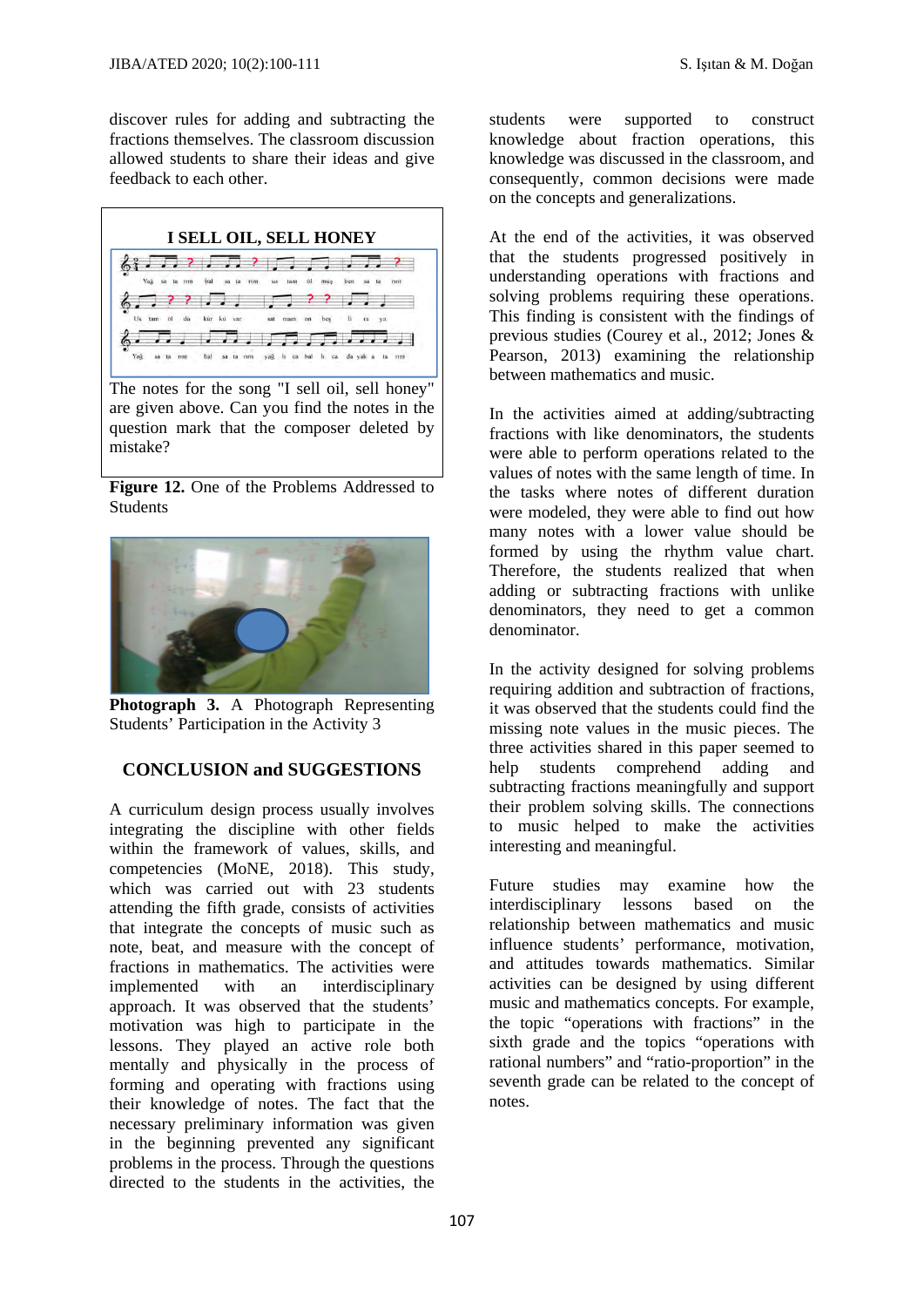discover rules for adding and subtracting the fractions themselves. The classroom discussion allowed students to share their ideas and give feedback to each other.

I SELL OIL, SELL HONEY

The notes for the song "I sell oil, sell honey" are given above. Can you find the notes in the question mark that the composer deleted by mistake?

**Figure 12.** One of the Problems Addressed to Students

**Photograph 3.** A Photograph Representing Students' Participation in the Activity 3

## CONCLUSION and SUGGESTIONS

A curriculum design process usually involves integrating the discipline with other fields within the framework of values, skills, and competencies (MoNE, 2018). This study, which was carried out with 23 students attending the fifth grade, consists of activities that integrate the concepts of music such as note, beat, and measure with the concept of fractions in mathematics. The activities were implemented with an interdisciplinary approach. It was observed that the students' motivation was high to participate in the lessons. They played an active role both mentally and physically in the process of forming and operating with fractions using their knowledge of notes. The fact that the necessary preliminary information was given in the beginning prevented any significant problems in the process. Through the questions directed to the students in the activities, the students were supported to construct knowledge about fraction operations, this knowledge was discussed in the classroom, and consequently, common decisions were made on the concepts and generalizations.

At the end of the activities, it was observed that the students progressed positively in understanding operations with fractions and solving problems requiring these operations. This finding is consistent with the findings of previous studies (Courey et al., 2012; Jones & Pearson, 2013) examining the relationship between mathematics and music.

In the activities aimed at adding/subtracting fractions with like denominators, the students were able to perform operations related to the values of notes with the same length of time. In the tasks where notes of different duration were modeled, they were able to find out how many notes with a lower value should be formed by using the rhythm value chart. Therefore, the students realized that when adding or subtracting fractions with unlike denominators, they need to get a common denominator.

In the activity designed for solving problems requiring addition and subtraction of fractions, it was observed that the students could find the missing note values in the music pieces. The three activities shared in this paper seemed to help students comprehend adding and subtracting fractions meaningfully and support their problem solving skills. The connections to music helped to make the activities interesting and meaningful.

Future studies may examine how the interdisciplinary lessons based on the relationship between mathematics and music influence students' performance, motivation, and attitudes towards mathematics. Similar activities can be designed by using different music and mathematics concepts. For example, the topic "operations with fractions" in the sixth grade and the topics "operations with rational numbers" and "ratio-proportion" in the seventh grade can be related to the concept of notes.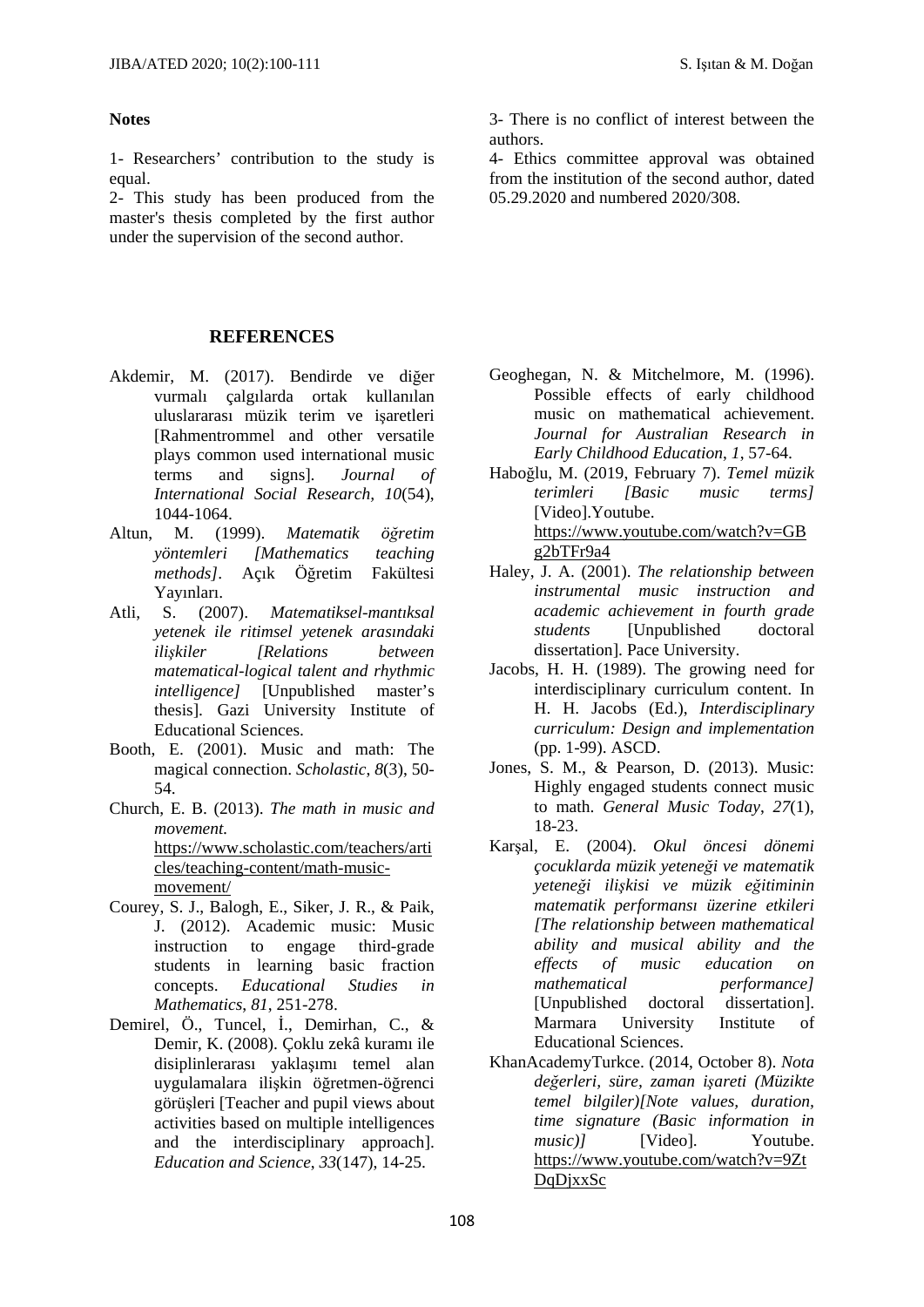**Notes**

1- Researchers' contribution to the study is equal.

2- This study has been produced from the master's thesis completed by the first author under the supervision of the second author.

3- There is no conflict of interest between the authors.

4- Ethics committee approval was obtained from the institution of the second author, dated 05.29.2020 and numbered 2020/308.

## REFERENCES

Akdemir, M. (2017). Bendirde ve diğer vurmalı çalgılarda ortak kullanılan uluslararası müzik terim ve işaretleri [Rahmentrommel and other versatile plays common used international music terms and signs]. *Journal of International Social Research*, *10*(54), 1044-1064.

Altun, M. (1999). *Matematik öğretim yöntemleri [Mathematics teaching methods]*. Açık Öğretim Fakültesi Yayınları.

Atli, S. (2007). *Matematiksel-mantıksal yetenek ile ritimsel yetenek arasındaki ilişkiler [Relations between matematical-logical talent and rhythmic intelligence]* [Unpublished master's thesis]. Gazi University Institute of Educational Sciences.

Booth, E. (2001). Music and math: The magical connection. *Scholastic*, *8*(3), 50-54.

Church, E. B. (2013). *The math in music and movement.* https://www.scholastic.com/teachers/articles/teaching-content/math-music-movement/

Courey, S. J., Balogh, E., Siker, J. R., & Paik, J. (2012). Academic music: Music instruction to engage third-grade students in learning basic fraction concepts. *Educational Studies in Mathematics*, *81*, 251-278.

Demirel, Ö., Tuncel, İ., Demirhan, C., & Demir, K. (2008). Çoklu zekâ kuramı ile disiplinlerarası yaklaşımı temel alan uygulamalara ilişkin öğretmen-öğrenci görüşleri [Teacher and pupil views about activities based on multiple intelligences and the interdisciplinary approach]. *Education and Science*, *33*(147), 14-25.

Geoghegan, N. & Mitchelmore, M. (1996). Possible effects of early childhood music on mathematical achievement. *Journal for Australian Research in Early Childhood Education*, *1*, 57-64.

Haboğlu, M. (2019, February 7). *Temel müzik terimleri [Basic music terms]* [Video].Youtube. https://www.youtube.com/watch?v=GBg2bTFr9a4

Haley, J. A. (2001). *The relationship between instrumental music instruction and academic achievement in fourth grade students* [Unpublished doctoral dissertation]. Pace University.

Jacobs, H. H. (1989). The growing need for interdisciplinary curriculum content. In H. H. Jacobs (Ed.), *Interdisciplinary curriculum: Design and implementation* (pp. 1-99). ASCD.

Jones, S. M., & Pearson, D. (2013). Music: Highly engaged students connect music to math. *General Music Today*, *27*(1), 18-23.

Karşal, E. (2004). *Okul öncesi dönemi çocuklarda müzik yeteneği ve matematik yeteneği ilişkisi ve müzik eğitiminin matematik performansı üzerine etkileri [The relationship between mathematical ability and musical ability and the effects of music education on mathematical performance]* [Unpublished doctoral dissertation]. Marmara University Institute of Educational Sciences.

KhanAcademyTurkce. (2014, October 8). *Nota değerleri, süre, zaman işareti (Müzikte temel bilgiler)[Note values, duration, time signature (Basic information in music)]* [Video]. Youtube. https://www.youtube.com/watch?v=9ZtDqDjxxSc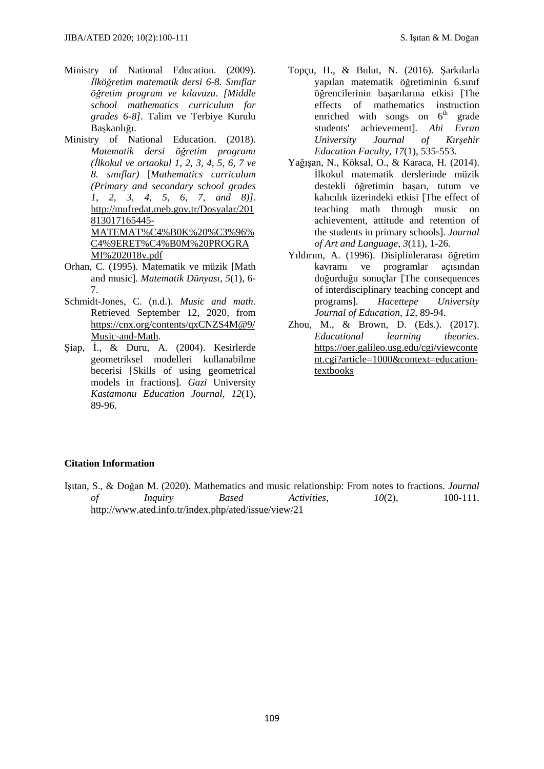Ministry of National Education. (2009). *İlköğretim matematik dersi 6-8. Sınıflar öğretim program ve kılavuzu*. *[Middle school mathematics curriculum for grades 6-8]*. Talim ve Terbiye Kurulu Başkanlığı.

Ministry of National Education. (2018). *Matematik dersi öğretim programı (İlkokul ve ortaokul 1, 2, 3, 4, 5, 6, 7 ve 8. sınıflar)* [*Mathematics curriculum (Primary and secondary school grades 1, 2, 3, 4, 5, 6, 7, and 8)]*. http://mufredat.meb.gov.tr/Dosyalar/201813017165445-MATEMAT%C4%B0K%20%C3%96%C4%9ERET%C4%B0M%20PROGRAMI%202018v.pdf

Orhan, C. (1995). Matematik ve müzik [Math and music]. *Matematik Dünyası*, *5*(1), 6-7.

Schmidt-Jones, C. (n.d.). *Music and math.* Retrieved September 12, 2020, from https://cnx.org/contents/qxCNZS4M@9/Music-and-Math.

Şiap, İ., & Duru, A. (2004). Kesirlerde geometriksel modelleri kullanabilme becerisi [Skills of using geometrical models in fractions]. *Gazi* University *Kastamonu Education Journal*, *12*(1), 89-96.

Topçu, H., & Bulut, N. (2016). Şarkılarla yapılan matematik öğretiminin 6.sınıf öğrencilerinin başarılarına etkisi [The effects of mathematics instruction enriched with songs on 6th grade students' achievement]. *Ahi Evran University Journal of Kırşehir Education Faculty*, *17*(1), 535-553.

Yağışan, N., Köksal, O., & Karaca, H. (2014). İlkokul matematik derslerinde müzik destekli öğretimin başarı, tutum ve kalıcılık üzerindeki etkisi [The effect of teaching math through music on achievement, attitude and retention of the students in primary schools]. *Journal of Art and Language*, *3*(11), 1-26.

Yıldırım, A. (1996). Disiplinlerarası öğretim kavramı ve programlar açısından doğurduğu sonuçlar [The consequences of interdisciplinary teaching concept and programs]. *Hacettepe University Journal of Education*, *12,* 89-94.

Zhou, M., & Brown, D. (Eds.). (2017). *Educational learning theories*. https://oer.galileo.usg.edu/cgi/viewcontent.cgi?article=1000&context=education-textbooks

**Citation Information**

Işıtan, S., & Doğan M. (2020). Mathematics and music relationship: From notes to fractions. *Journal of Inquiry Based Activities*, *10*(2), 100-111. http://www.ated.info.tr/index.php/ated/issue/view/21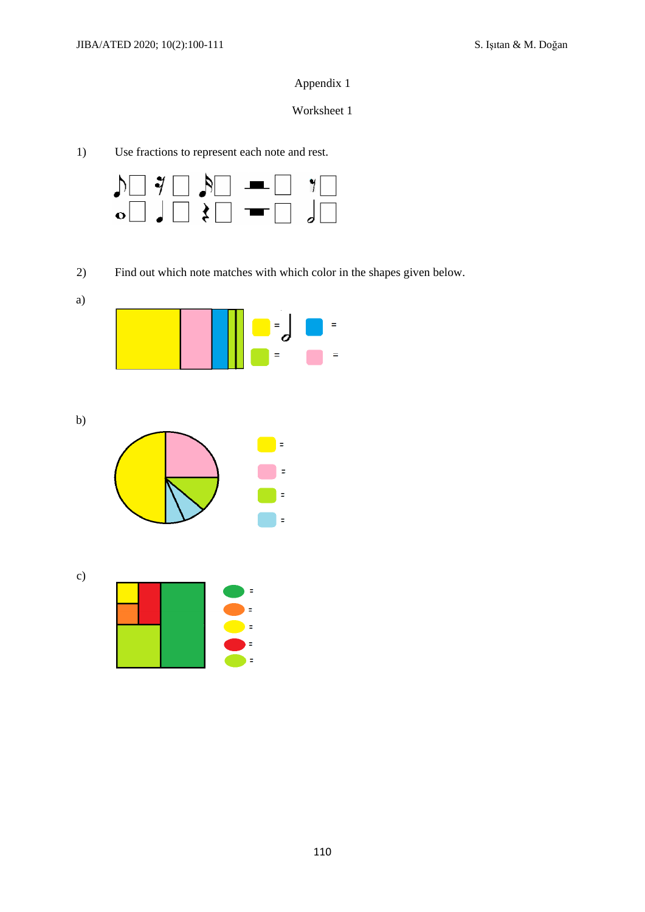Appendix 1

Worksheet 1

1) Use fractions to represent each note and rest.

2) Find out which note matches with which color in the shapes given below.

a)

=

=

=

=

b)

=

=

=

=

c)

=

=

=

=

=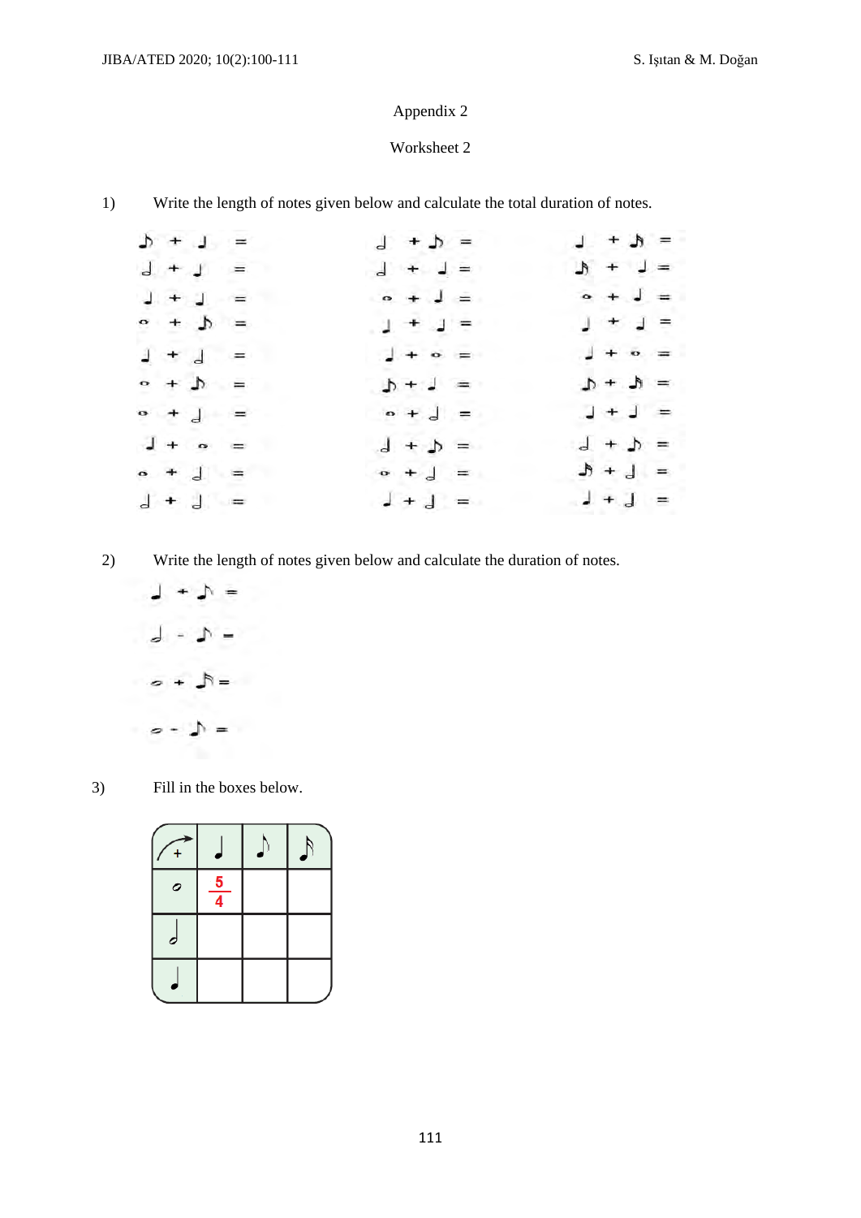# Appendix 2

## Worksheet 2

1) Write the length of notes given below and calculate the total duration of notes.

| | | |
|---|---|---|
| ♪ + ♩ = | 𝅗𝅥 + ♪ = | ♩ + 𝅘𝅥𝅯 = |
| 𝅗𝅥 + ♩ = | 𝅗𝅥 + ♩ = | 𝅘𝅥𝅯 + ♩ = |
| ♩ + ♩ = | 𝅝 + ♩ = | 𝅝 + ♩ = |
| 𝅝 + ♪ = | ♩ + ♩ = | ♩ + ♩ = |
| ♩ + 𝅗𝅥 = | ♩ + 𝅝 = | ♩ + 𝅝 = |
| 𝅝 + ♪ = | ♪ + ♩ = | ♪ + 𝅘𝅥𝅯 = |
| 𝅝 + 𝅗𝅥 = | 𝅝 + 𝅗𝅥 = | ♩ + ♩ = |
| ♩ + 𝅝 = | 𝅗𝅥 + ♪ = | 𝅗𝅥 + ♪ = |
| 𝅝 + 𝅗𝅥 = | 𝅝 + 𝅗𝅥 = | 𝅘𝅥𝅯 + 𝅗𝅥 = |
| 𝅗𝅥 + 𝅗𝅥 = | ♩ + 𝅗𝅥 = | ♩ + 𝅗𝅥 = |

2) Write the length of notes given below and calculate the duration of notes.

♩ + ♪ =

𝅗𝅥 - ♪ =

𝅝 + 𝅘𝅥𝅯 =

𝅝 - ♪ =

3) Fill in the boxes below.

| + | ♩ | ♪ | 𝅘𝅥𝅯 |
|---|---|---|---|
| 𝅝 | $\frac{5}{4}$ | | |
| 𝅗𝅥 | | | |
| ♩ | | | |